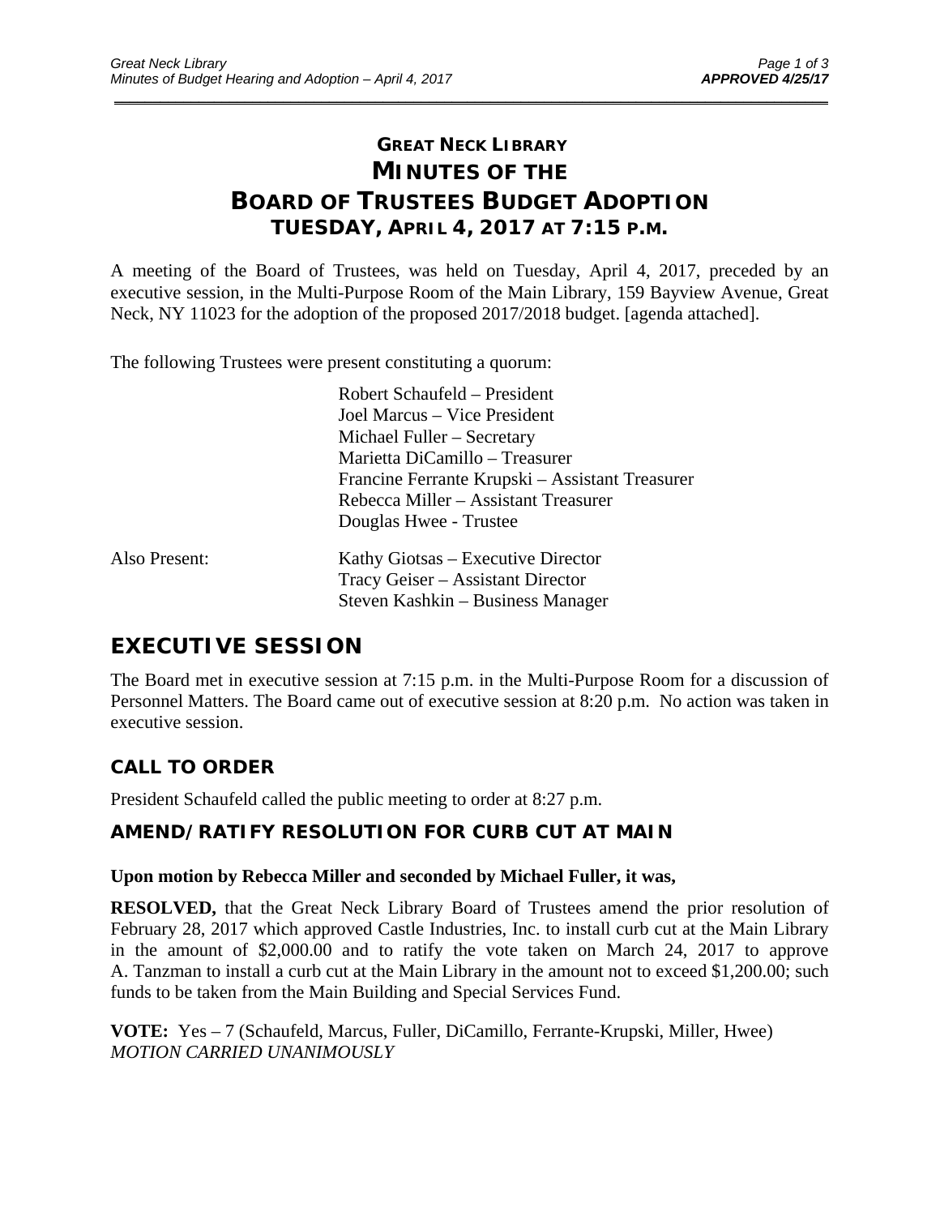# GREAT NECK LIBRARY
# MINUTES OF THE
# BOARD OF TRUSTEES BUDGET ADOPTION
## TUESDAY, APRIL 4, 2017 AT 7:15 P.M.

A meeting of the Board of Trustees, was held on Tuesday, April 4, 2017, preceded by an executive session, in the Multi-Purpose Room of the Main Library, 159 Bayview Avenue, Great Neck, NY 11023 for the adoption of the proposed 2017/2018 budget. [agenda attached].

The following Trustees were present constituting a quorum:

Robert Schaufeld – President
Joel Marcus – Vice President
Michael Fuller – Secretary
Marietta DiCamillo – Treasurer
Francine Ferrante Krupski – Assistant Treasurer
Rebecca Miller – Assistant Treasurer
Douglas Hwee - Trustee

Also Present:

Kathy Giotsas – Executive Director
Tracy Geiser – Assistant Director
Steven Kashkin – Business Manager

## EXECUTIVE SESSION

The Board met in executive session at 7:15 p.m. in the Multi-Purpose Room for a discussion of Personnel Matters. The Board came out of executive session at 8:20 p.m. No action was taken in executive session.

### CALL TO ORDER

President Schaufeld called the public meeting to order at 8:27 p.m.

### AMEND/RATIFY RESOLUTION FOR CURB CUT AT MAIN

**Upon motion by Rebecca Miller and seconded by Michael Fuller, it was,**

**RESOLVED,** that the Great Neck Library Board of Trustees amend the prior resolution of February 28, 2017 which approved Castle Industries, Inc. to install curb cut at the Main Library in the amount of $2,000.00 and to ratify the vote taken on March 24, 2017 to approve A. Tanzman to install a curb cut at the Main Library in the amount not to exceed $1,200.00; such funds to be taken from the Main Building and Special Services Fund.

**VOTE:** Yes – 7 (Schaufeld, Marcus, Fuller, DiCamillo, Ferrante-Krupski, Miller, Hwee)
*MOTION CARRIED UNANIMOUSLY*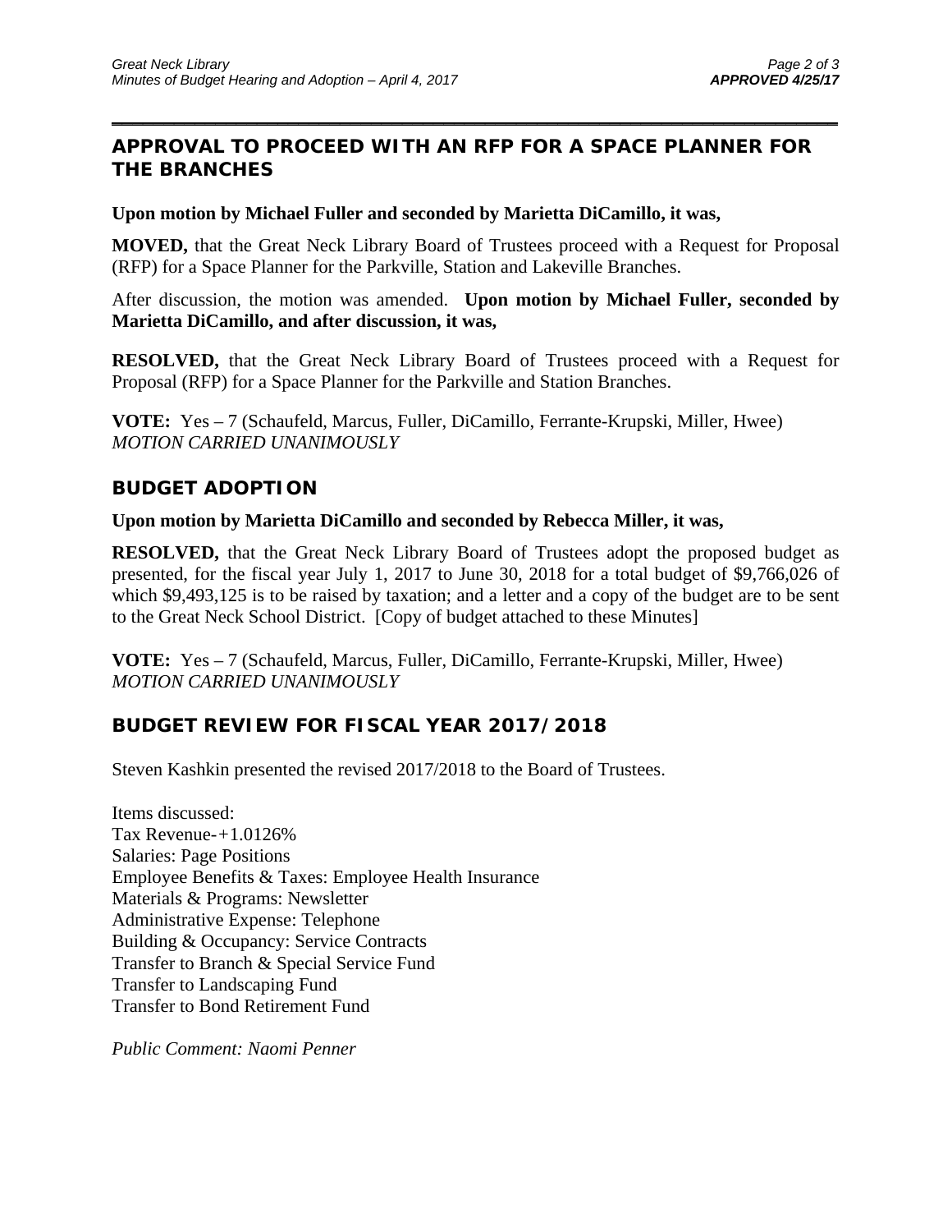## APPROVAL TO PROCEED WITH AN RFP FOR A SPACE PLANNER FOR THE BRANCHES

**Upon motion by Michael Fuller and seconded by Marietta DiCamillo, it was,**

**MOVED,** that the Great Neck Library Board of Trustees proceed with a Request for Proposal (RFP) for a Space Planner for the Parkville, Station and Lakeville Branches.

After discussion, the motion was amended. **Upon motion by Michael Fuller, seconded by Marietta DiCamillo, and after discussion, it was,**

**RESOLVED,** that the Great Neck Library Board of Trustees proceed with a Request for Proposal (RFP) for a Space Planner for the Parkville and Station Branches.

**VOTE:** Yes – 7 (Schaufeld, Marcus, Fuller, DiCamillo, Ferrante-Krupski, Miller, Hwee)
*MOTION CARRIED UNANIMOUSLY*

## BUDGET ADOPTION

**Upon motion by Marietta DiCamillo and seconded by Rebecca Miller, it was,**

**RESOLVED,** that the Great Neck Library Board of Trustees adopt the proposed budget as presented, for the fiscal year July 1, 2017 to June 30, 2018 for a total budget of $9,766,026 of which $9,493,125 is to be raised by taxation; and a letter and a copy of the budget are to be sent to the Great Neck School District. [Copy of budget attached to these Minutes]

**VOTE:** Yes – 7 (Schaufeld, Marcus, Fuller, DiCamillo, Ferrante-Krupski, Miller, Hwee)
*MOTION CARRIED UNANIMOUSLY*

## BUDGET REVIEW FOR FISCAL YEAR 2017/2018

Steven Kashkin presented the revised 2017/2018 to the Board of Trustees.

Items discussed:
Tax Revenue-+1.0126%
Salaries: Page Positions
Employee Benefits & Taxes: Employee Health Insurance
Materials & Programs: Newsletter
Administrative Expense: Telephone
Building & Occupancy: Service Contracts
Transfer to Branch & Special Service Fund
Transfer to Landscaping Fund
Transfer to Bond Retirement Fund

*Public Comment: Naomi Penner*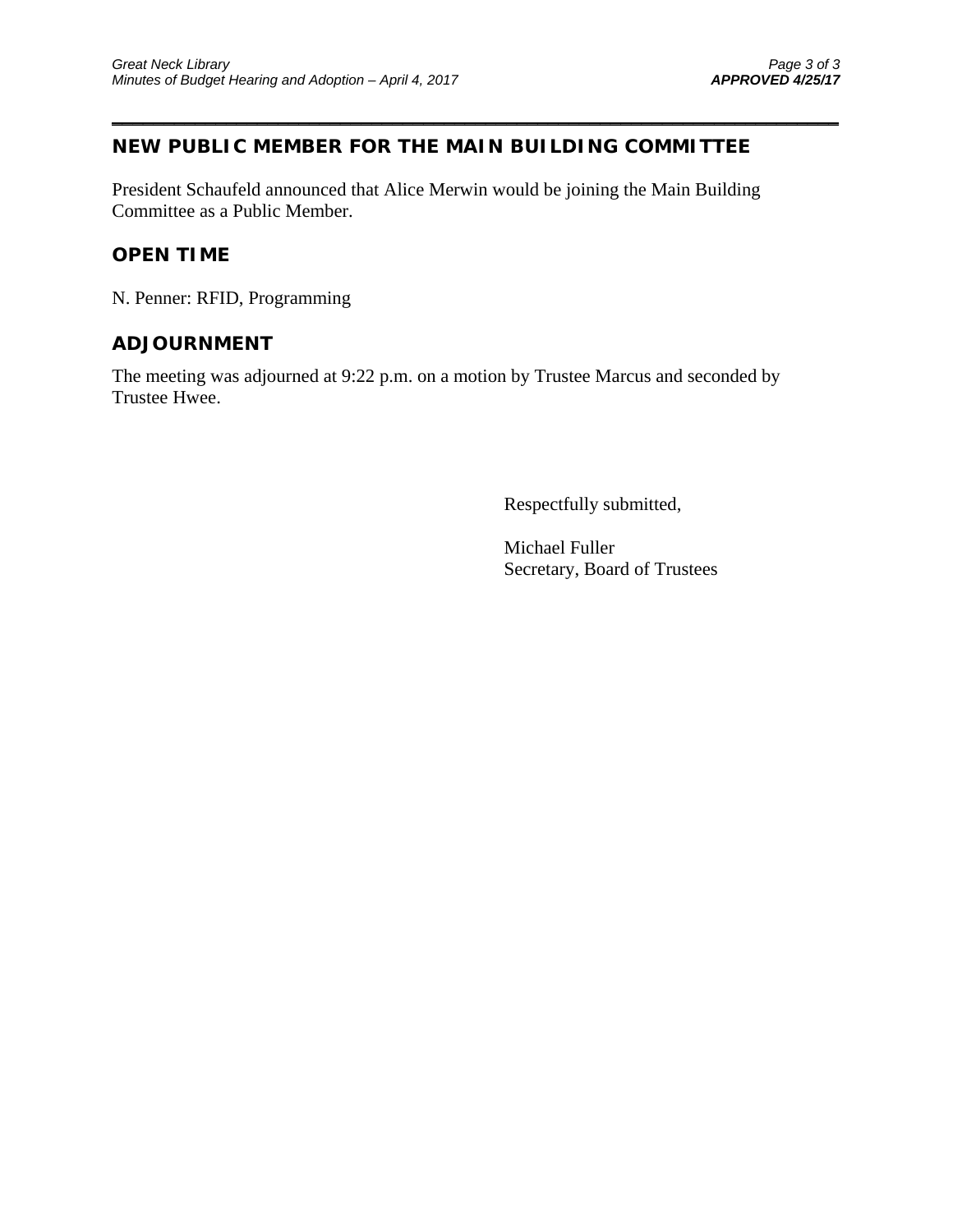## NEW PUBLIC MEMBER FOR THE MAIN BUILDING COMMITTEE

President Schaufeld announced that Alice Merwin would be joining the Main Building Committee as a Public Member.

## OPEN TIME

N. Penner: RFID, Programming

## ADJOURNMENT

The meeting was adjourned at 9:22 p.m. on a motion by Trustee Marcus and seconded by Trustee Hwee.

Respectfully submitted,

Michael Fuller
Secretary, Board of Trustees